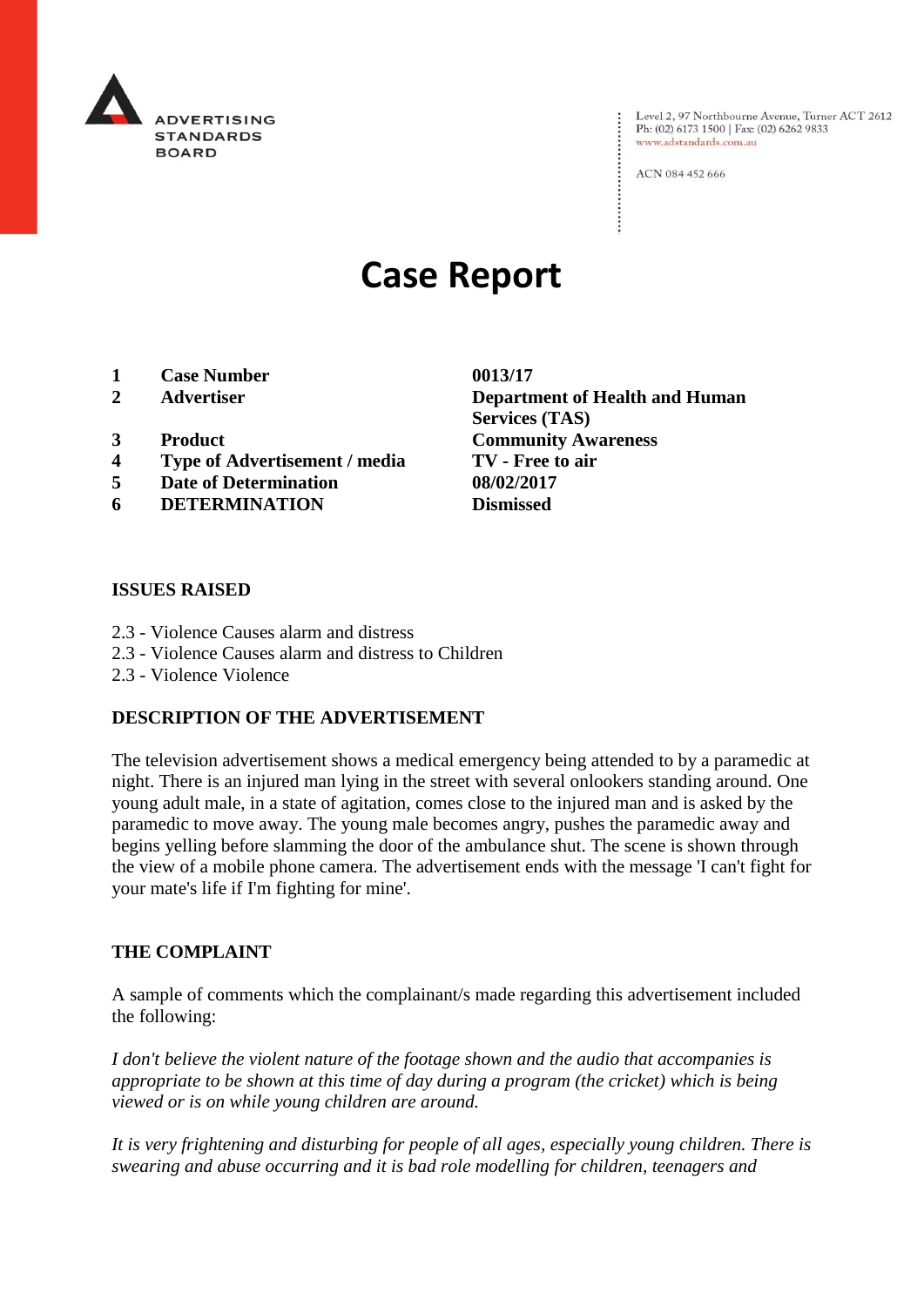ADVERTISING STANDARDS BOARD

Level 2, 97 Northbourne Avenue, Turner ACT 2612
Ph: (02) 6173 1500 | Fax: (02) 6262 9833
www.adstandards.com.au

ACN 084 452 666

# Case Report

| | | |
|---|---|---|
| **1** | **Case Number** | **0013/17** |
| **2** | **Advertiser** | **Department of Health and Human Services (TAS)** |
| **3** | **Product** | **Community Awareness** |
| **4** | **Type of Advertisement / media** | **TV - Free to air** |
| **5** | **Date of Determination** | **08/02/2017** |
| **6** | **DETERMINATION** | **Dismissed** |

## ISSUES RAISED

2.3 - Violence Causes alarm and distress
2.3 - Violence Causes alarm and distress to Children
2.3 - Violence Violence

## DESCRIPTION OF THE ADVERTISEMENT

The television advertisement shows a medical emergency being attended to by a paramedic at night. There is an injured man lying in the street with several onlookers standing around. One young adult male, in a state of agitation, comes close to the injured man and is asked by the paramedic to move away. The young male becomes angry, pushes the paramedic away and begins yelling before slamming the door of the ambulance shut. The scene is shown through the view of a mobile phone camera. The advertisement ends with the message 'I can't fight for your mate's life if I'm fighting for mine'.

## THE COMPLAINT

A sample of comments which the complainant/s made regarding this advertisement included the following:

*I don't believe the violent nature of the footage shown and the audio that accompanies is appropriate to be shown at this time of day during a program (the cricket) which is being viewed or is on while young children are around.*

*It is very frightening and disturbing for people of all ages, especially young children. There is swearing and abuse occurring and it is bad role modelling for children, teenagers and*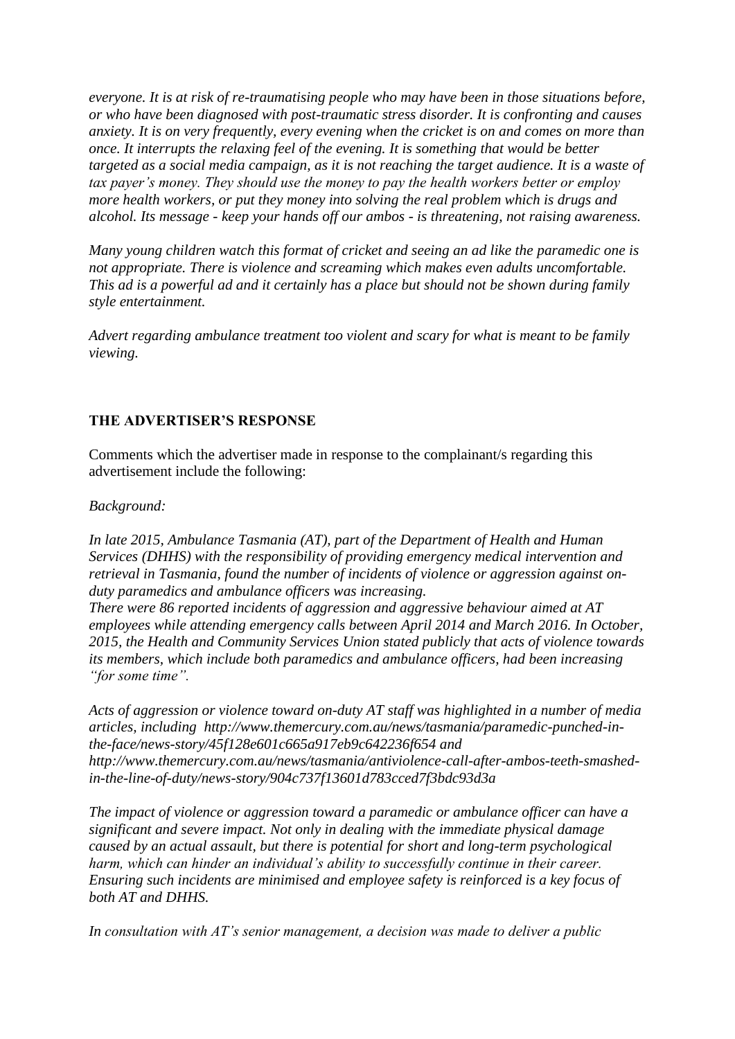*everyone. It is at risk of re-traumatising people who may have been in those situations before, or who have been diagnosed with post-traumatic stress disorder. It is confronting and causes anxiety. It is on very frequently, every evening when the cricket is on and comes on more than once. It interrupts the relaxing feel of the evening. It is something that would be better targeted as a social media campaign, as it is not reaching the target audience. It is a waste of tax payer's money. They should use the money to pay the health workers better or employ more health workers, or put they money into solving the real problem which is drugs and alcohol. Its message - keep your hands off our ambos - is threatening, not raising awareness.*

*Many young children watch this format of cricket and seeing an ad like the paramedic one is not appropriate. There is violence and screaming which makes even adults uncomfortable. This ad is a powerful ad and it certainly has a place but should not be shown during family style entertainment.*

*Advert regarding ambulance treatment too violent and scary for what is meant to be family viewing.*

**THE ADVERTISER'S RESPONSE**

Comments which the advertiser made in response to the complainant/s regarding this advertisement include the following:

*Background:*

*In late 2015, Ambulance Tasmania (AT), part of the Department of Health and Human Services (DHHS) with the responsibility of providing emergency medical intervention and retrieval in Tasmania, found the number of incidents of violence or aggression against on-duty paramedics and ambulance officers was increasing.*
*There were 86 reported incidents of aggression and aggressive behaviour aimed at AT employees while attending emergency calls between April 2014 and March 2016. In October, 2015, the Health and Community Services Union stated publicly that acts of violence towards its members, which include both paramedics and ambulance officers, had been increasing "for some time".*

*Acts of aggression or violence toward on-duty AT staff was highlighted in a number of media articles, including http://www.themercury.com.au/news/tasmania/paramedic-punched-in-the-face/news-story/45f128e601c665a917eb9c642236f654 and http://www.themercury.com.au/news/tasmania/antiviolence-call-after-ambos-teeth-smashed-in-the-line-of-duty/news-story/904c737f13601d783cced7f3bdc93d3a*

*The impact of violence or aggression toward a paramedic or ambulance officer can have a significant and severe impact. Not only in dealing with the immediate physical damage caused by an actual assault, but there is potential for short and long-term psychological harm, which can hinder an individual's ability to successfully continue in their career. Ensuring such incidents are minimised and employee safety is reinforced is a key focus of both AT and DHHS.*

*In consultation with AT's senior management, a decision was made to deliver a public*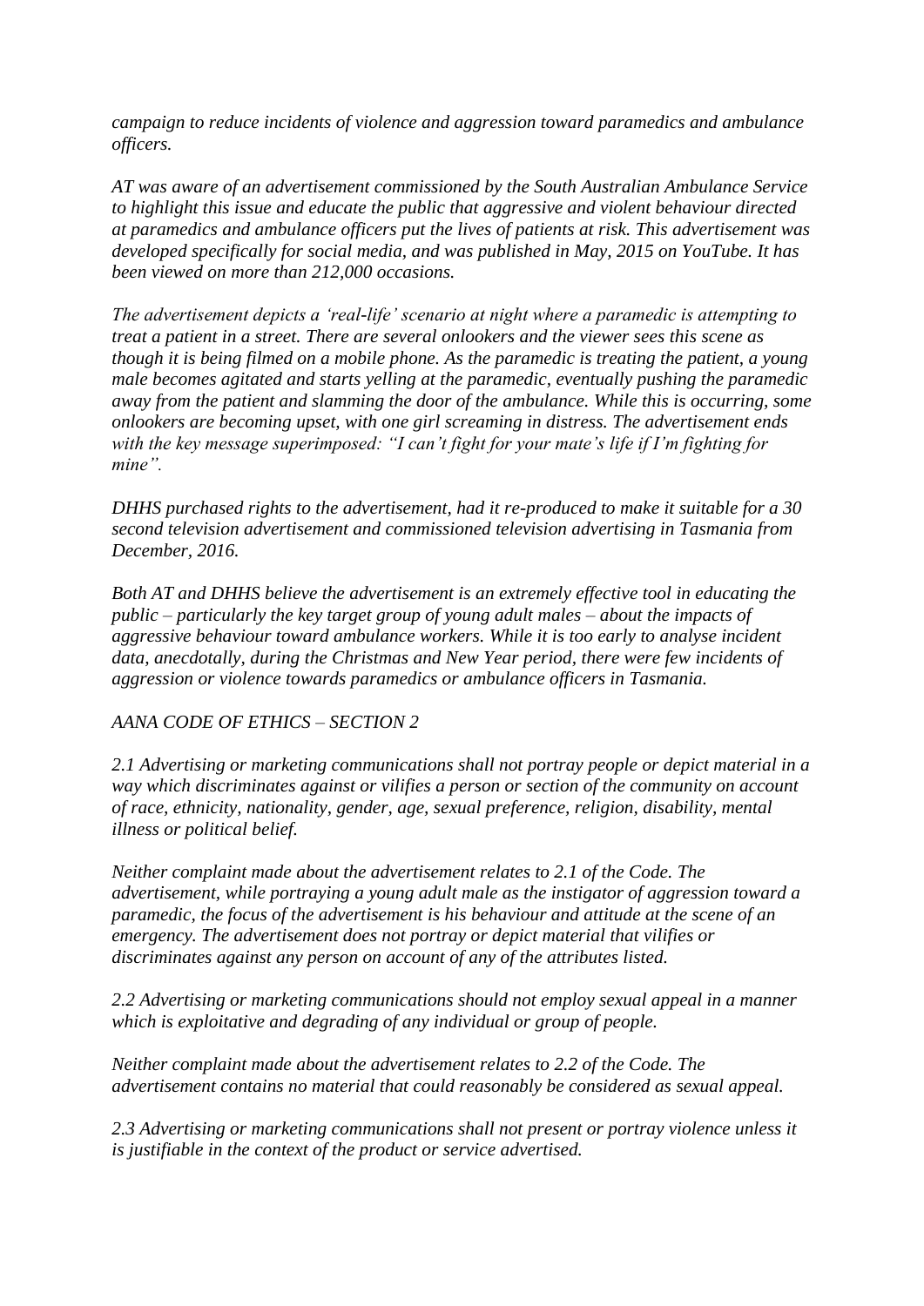*campaign to reduce incidents of violence and aggression toward paramedics and ambulance officers.*

*AT was aware of an advertisement commissioned by the South Australian Ambulance Service to highlight this issue and educate the public that aggressive and violent behaviour directed at paramedics and ambulance officers put the lives of patients at risk. This advertisement was developed specifically for social media, and was published in May, 2015 on YouTube. It has been viewed on more than 212,000 occasions.*

*The advertisement depicts a 'real-life' scenario at night where a paramedic is attempting to treat a patient in a street. There are several onlookers and the viewer sees this scene as though it is being filmed on a mobile phone. As the paramedic is treating the patient, a young male becomes agitated and starts yelling at the paramedic, eventually pushing the paramedic away from the patient and slamming the door of the ambulance. While this is occurring, some onlookers are becoming upset, with one girl screaming in distress. The advertisement ends with the key message superimposed: "I can't fight for your mate's life if I'm fighting for mine".*

*DHHS purchased rights to the advertisement, had it re-produced to make it suitable for a 30 second television advertisement and commissioned television advertising in Tasmania from December, 2016.*

*Both AT and DHHS believe the advertisement is an extremely effective tool in educating the public – particularly the key target group of young adult males – about the impacts of aggressive behaviour toward ambulance workers. While it is too early to analyse incident data, anecdotally, during the Christmas and New Year period, there were few incidents of aggression or violence towards paramedics or ambulance officers in Tasmania.*

*AANA CODE OF ETHICS – SECTION 2*

*2.1 Advertising or marketing communications shall not portray people or depict material in a way which discriminates against or vilifies a person or section of the community on account of race, ethnicity, nationality, gender, age, sexual preference, religion, disability, mental illness or political belief.*

*Neither complaint made about the advertisement relates to 2.1 of the Code. The advertisement, while portraying a young adult male as the instigator of aggression toward a paramedic, the focus of the advertisement is his behaviour and attitude at the scene of an emergency. The advertisement does not portray or depict material that vilifies or discriminates against any person on account of any of the attributes listed.*

*2.2 Advertising or marketing communications should not employ sexual appeal in a manner which is exploitative and degrading of any individual or group of people.*

*Neither complaint made about the advertisement relates to 2.2 of the Code. The advertisement contains no material that could reasonably be considered as sexual appeal.*

*2.3 Advertising or marketing communications shall not present or portray violence unless it is justifiable in the context of the product or service advertised.*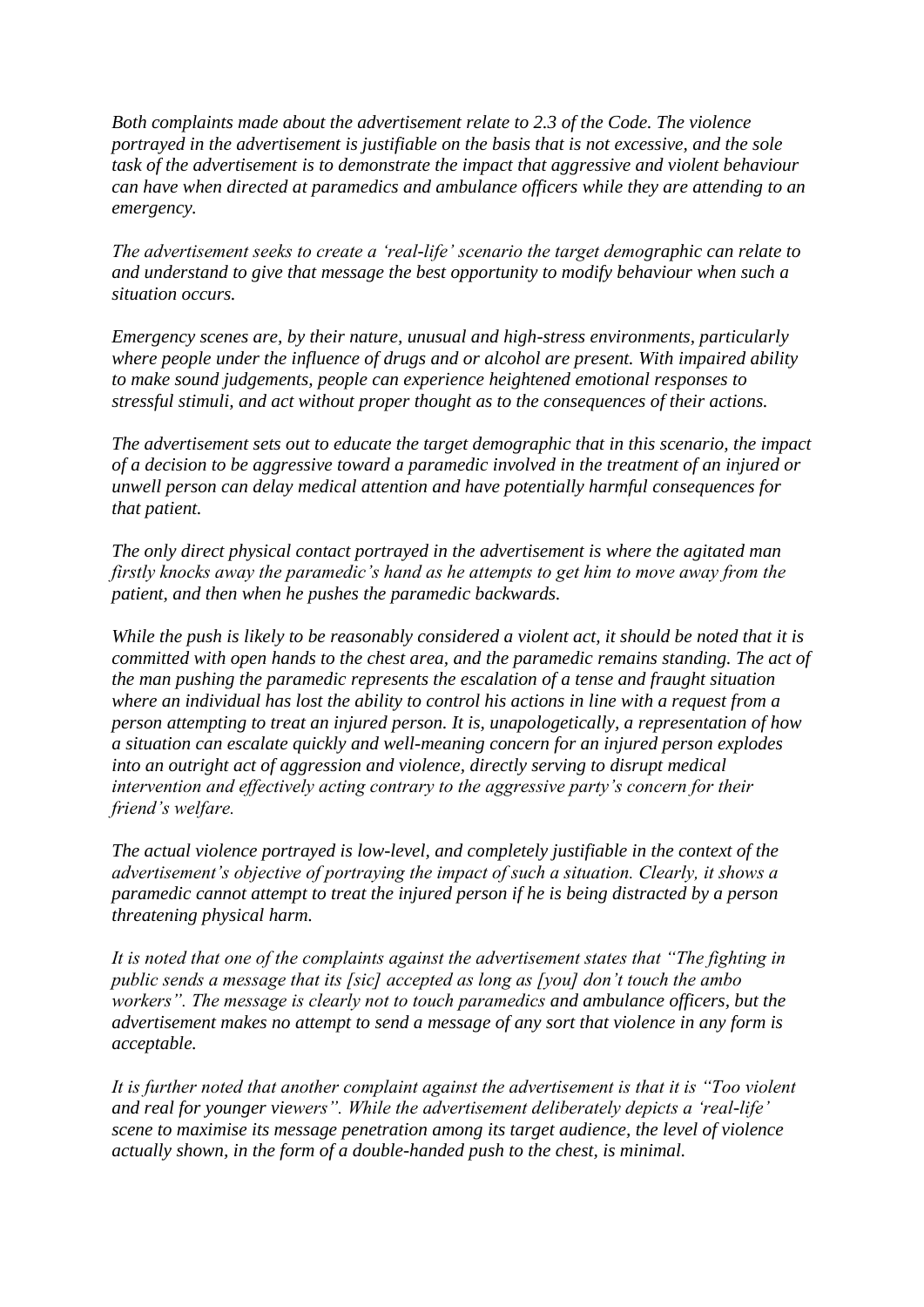*Both complaints made about the advertisement relate to 2.3 of the Code. The violence portrayed in the advertisement is justifiable on the basis that is not excessive, and the sole task of the advertisement is to demonstrate the impact that aggressive and violent behaviour can have when directed at paramedics and ambulance officers while they are attending to an emergency.*

*The advertisement seeks to create a 'real-life' scenario the target demographic can relate to and understand to give that message the best opportunity to modify behaviour when such a situation occurs.*

*Emergency scenes are, by their nature, unusual and high-stress environments, particularly where people under the influence of drugs and or alcohol are present. With impaired ability to make sound judgements, people can experience heightened emotional responses to stressful stimuli, and act without proper thought as to the consequences of their actions.*

*The advertisement sets out to educate the target demographic that in this scenario, the impact of a decision to be aggressive toward a paramedic involved in the treatment of an injured or unwell person can delay medical attention and have potentially harmful consequences for that patient.*

*The only direct physical contact portrayed in the advertisement is where the agitated man firstly knocks away the paramedic's hand as he attempts to get him to move away from the patient, and then when he pushes the paramedic backwards.*

*While the push is likely to be reasonably considered a violent act, it should be noted that it is committed with open hands to the chest area, and the paramedic remains standing. The act of the man pushing the paramedic represents the escalation of a tense and fraught situation where an individual has lost the ability to control his actions in line with a request from a person attempting to treat an injured person. It is, unapologetically, a representation of how a situation can escalate quickly and well-meaning concern for an injured person explodes into an outright act of aggression and violence, directly serving to disrupt medical intervention and effectively acting contrary to the aggressive party's concern for their friend's welfare.*

*The actual violence portrayed is low-level, and completely justifiable in the context of the advertisement's objective of portraying the impact of such a situation. Clearly, it shows a paramedic cannot attempt to treat the injured person if he is being distracted by a person threatening physical harm.*

*It is noted that one of the complaints against the advertisement states that "The fighting in public sends a message that its [sic] accepted as long as [you] don't touch the ambo workers". The message is clearly not to touch paramedics and ambulance officers, but the advertisement makes no attempt to send a message of any sort that violence in any form is acceptable.*

*It is further noted that another complaint against the advertisement is that it is "Too violent and real for younger viewers". While the advertisement deliberately depicts a 'real-life' scene to maximise its message penetration among its target audience, the level of violence actually shown, in the form of a double-handed push to the chest, is minimal.*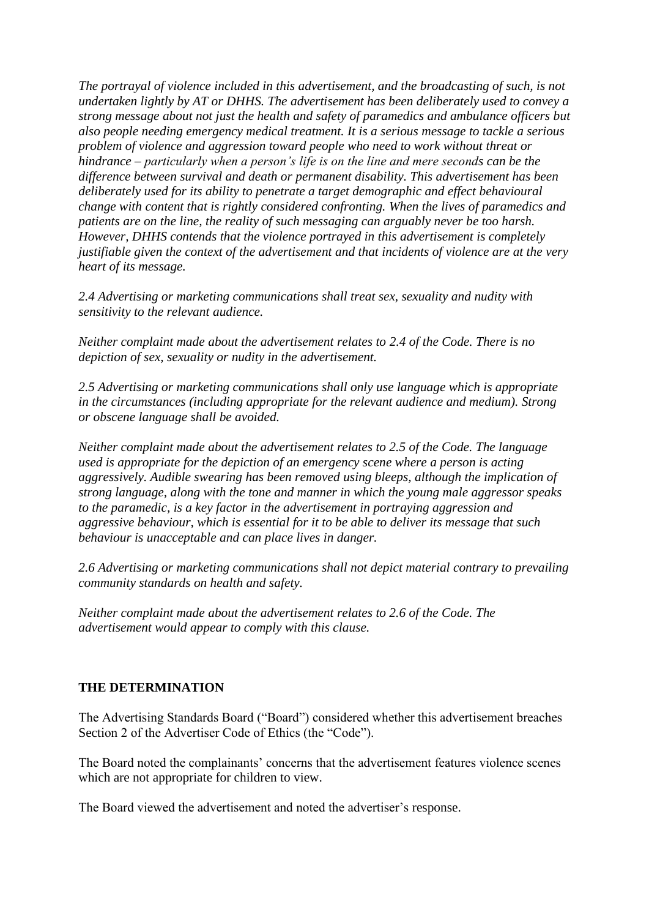*The portrayal of violence included in this advertisement, and the broadcasting of such, is not undertaken lightly by AT or DHHS. The advertisement has been deliberately used to convey a strong message about not just the health and safety of paramedics and ambulance officers but also people needing emergency medical treatment. It is a serious message to tackle a serious problem of violence and aggression toward people who need to work without threat or hindrance – particularly when a person's life is on the line and mere seconds can be the difference between survival and death or permanent disability. This advertisement has been deliberately used for its ability to penetrate a target demographic and effect behavioural change with content that is rightly considered confronting. When the lives of paramedics and patients are on the line, the reality of such messaging can arguably never be too harsh. However, DHHS contends that the violence portrayed in this advertisement is completely justifiable given the context of the advertisement and that incidents of violence are at the very heart of its message.*

*2.4 Advertising or marketing communications shall treat sex, sexuality and nudity with sensitivity to the relevant audience.*

*Neither complaint made about the advertisement relates to 2.4 of the Code. There is no depiction of sex, sexuality or nudity in the advertisement.*

*2.5 Advertising or marketing communications shall only use language which is appropriate in the circumstances (including appropriate for the relevant audience and medium). Strong or obscene language shall be avoided.*

*Neither complaint made about the advertisement relates to 2.5 of the Code. The language used is appropriate for the depiction of an emergency scene where a person is acting aggressively. Audible swearing has been removed using bleeps, although the implication of strong language, along with the tone and manner in which the young male aggressor speaks to the paramedic, is a key factor in the advertisement in portraying aggression and aggressive behaviour, which is essential for it to be able to deliver its message that such behaviour is unacceptable and can place lives in danger.*

*2.6 Advertising or marketing communications shall not depict material contrary to prevailing community standards on health and safety.*

*Neither complaint made about the advertisement relates to 2.6 of the Code. The advertisement would appear to comply with this clause.*

## THE DETERMINATION

The Advertising Standards Board ("Board") considered whether this advertisement breaches Section 2 of the Advertiser Code of Ethics (the "Code").

The Board noted the complainants' concerns that the advertisement features violence scenes which are not appropriate for children to view.

The Board viewed the advertisement and noted the advertiser's response.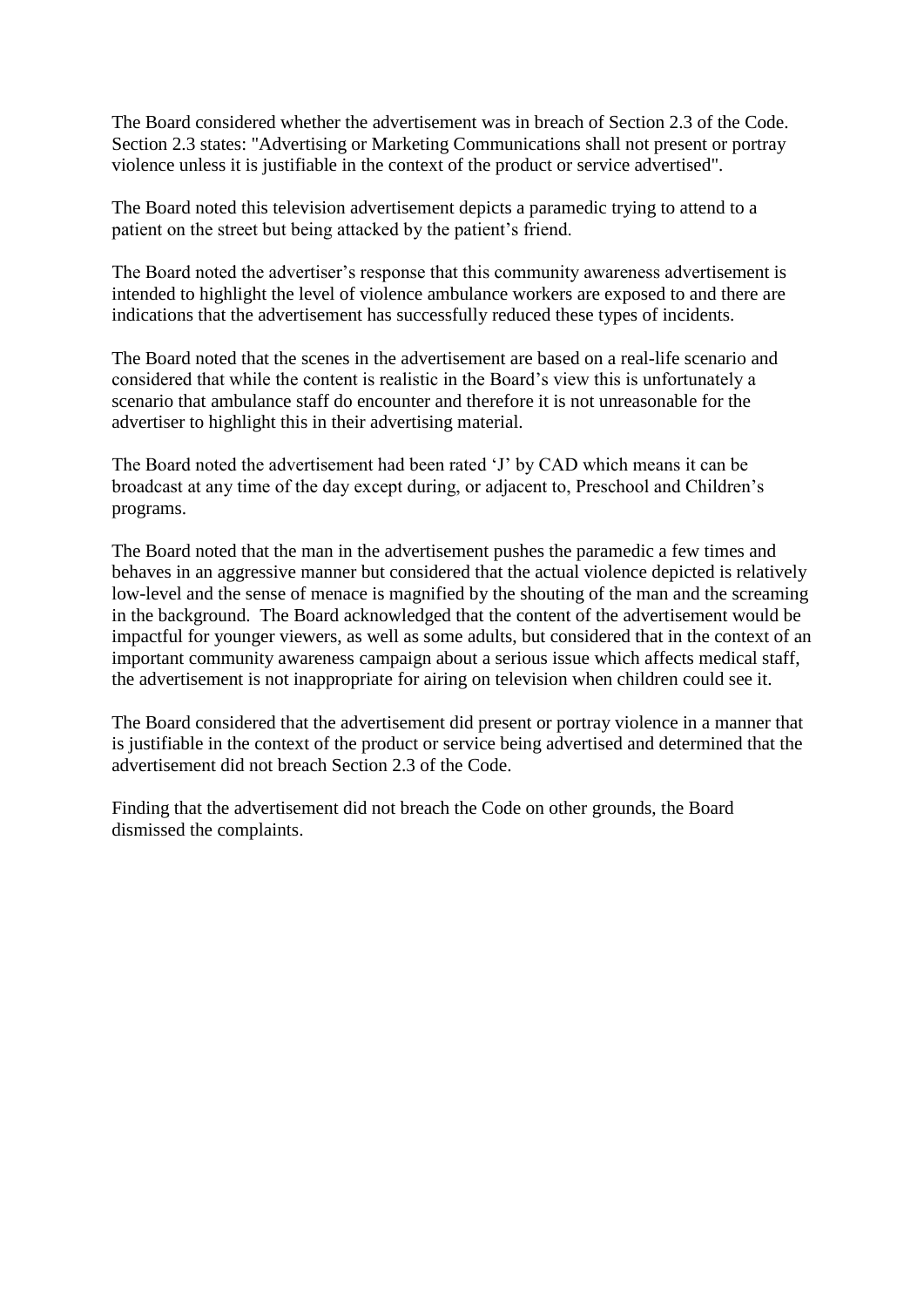The Board considered whether the advertisement was in breach of Section 2.3 of the Code. Section 2.3 states: "Advertising or Marketing Communications shall not present or portray violence unless it is justifiable in the context of the product or service advertised".

The Board noted this television advertisement depicts a paramedic trying to attend to a patient on the street but being attacked by the patient's friend.

The Board noted the advertiser's response that this community awareness advertisement is intended to highlight the level of violence ambulance workers are exposed to and there are indications that the advertisement has successfully reduced these types of incidents.

The Board noted that the scenes in the advertisement are based on a real-life scenario and considered that while the content is realistic in the Board's view this is unfortunately a scenario that ambulance staff do encounter and therefore it is not unreasonable for the advertiser to highlight this in their advertising material.

The Board noted the advertisement had been rated 'J' by CAD which means it can be broadcast at any time of the day except during, or adjacent to, Preschool and Children's programs.

The Board noted that the man in the advertisement pushes the paramedic a few times and behaves in an aggressive manner but considered that the actual violence depicted is relatively low-level and the sense of menace is magnified by the shouting of the man and the screaming in the background. The Board acknowledged that the content of the advertisement would be impactful for younger viewers, as well as some adults, but considered that in the context of an important community awareness campaign about a serious issue which affects medical staff, the advertisement is not inappropriate for airing on television when children could see it.

The Board considered that the advertisement did present or portray violence in a manner that is justifiable in the context of the product or service being advertised and determined that the advertisement did not breach Section 2.3 of the Code.

Finding that the advertisement did not breach the Code on other grounds, the Board dismissed the complaints.